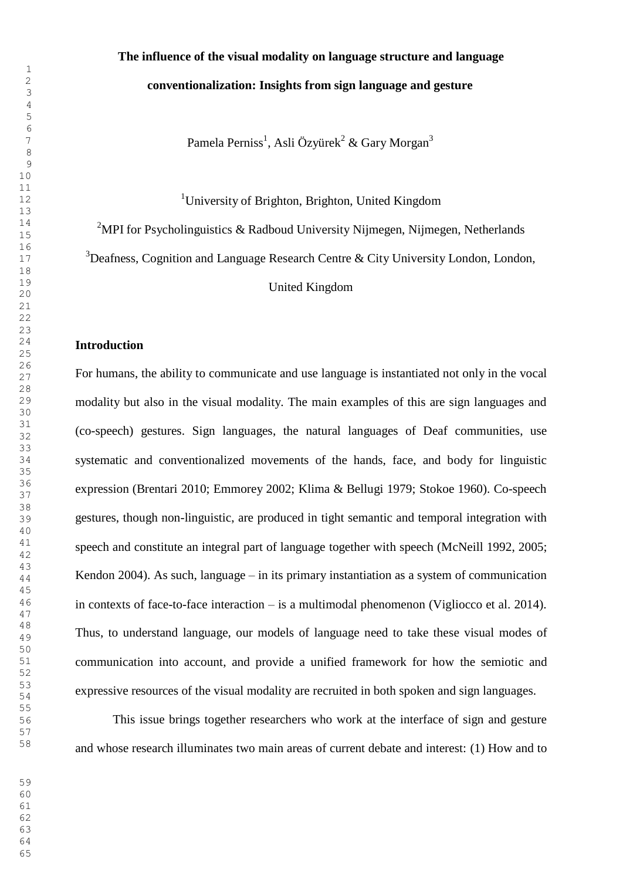# The influence of the visual modality on language structure and language conventionalization: Insights from sign language and gesture

Pamela Perniss[1], Asli Özyürek[2] & Gary Morgan[3]

[1]University of Brighton, Brighton, United Kingdom

[2]MPI for Psycholinguistics & Radboud University Nijmegen, Nijmegen, Netherlands

[3]Deafness, Cognition and Language Research Centre & City University London, London, United Kingdom

## Introduction

For humans, the ability to communicate and use language is instantiated not only in the vocal modality but also in the visual modality. The main examples of this are sign languages and (co-speech) gestures. Sign languages, the natural languages of Deaf communities, use systematic and conventionalized movements of the hands, face, and body for linguistic expression (Brentari 2010; Emmorey 2002; Klima & Bellugi 1979; Stokoe 1960). Co-speech gestures, though non-linguistic, are produced in tight semantic and temporal integration with speech and constitute an integral part of language together with speech (McNeill 1992, 2005; Kendon 2004). As such, language – in its primary instantiation as a system of communication in contexts of face-to-face interaction – is a multimodal phenomenon (Vigliocco et al. 2014). Thus, to understand language, our models of language need to take these visual modes of communication into account, and provide a unified framework for how the semiotic and expressive resources of the visual modality are recruited in both spoken and sign languages.

This issue brings together researchers who work at the interface of sign and gesture and whose research illuminates two main areas of current debate and interest: (1) How and to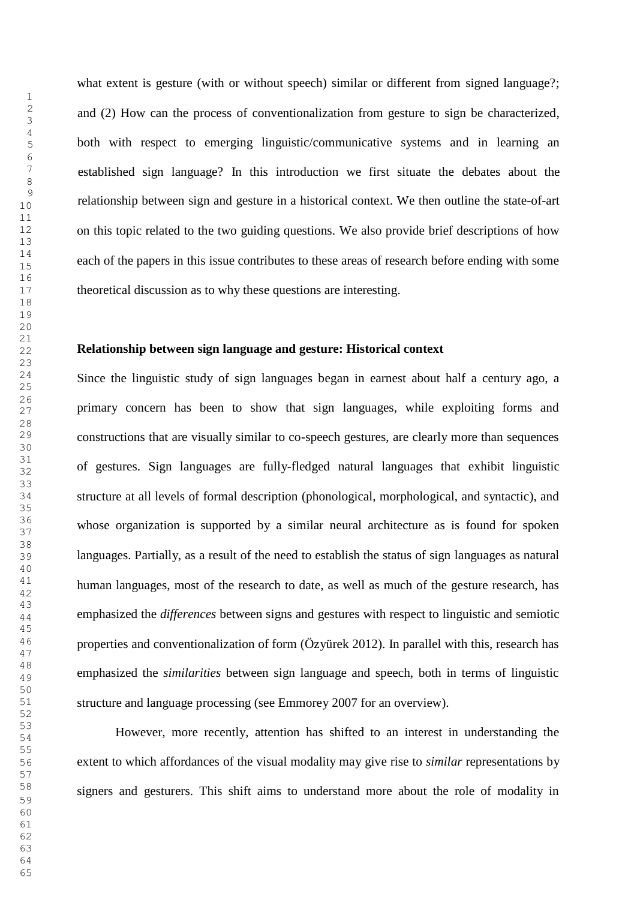what extent is gesture (with or without speech) similar or different from signed language?; and (2) How can the process of conventionalization from gesture to sign be characterized, both with respect to emerging linguistic/communicative systems and in learning an established sign language? In this introduction we first situate the debates about the relationship between sign and gesture in a historical context. We then outline the state-of-art on this topic related to the two guiding questions. We also provide brief descriptions of how each of the papers in this issue contributes to these areas of research before ending with some theoretical discussion as to why these questions are interesting.

**Relationship between sign language and gesture: Historical context**

Since the linguistic study of sign languages began in earnest about half a century ago, a primary concern has been to show that sign languages, while exploiting forms and constructions that are visually similar to co-speech gestures, are clearly more than sequences of gestures. Sign languages are fully-fledged natural languages that exhibit linguistic structure at all levels of formal description (phonological, morphological, and syntactic), and whose organization is supported by a similar neural architecture as is found for spoken languages. Partially, as a result of the need to establish the status of sign languages as natural human languages, most of the research to date, as well as much of the gesture research, has emphasized the *differences* between signs and gestures with respect to linguistic and semiotic properties and conventionalization of form (Özyürek 2012). In parallel with this, research has emphasized the *similarities* between sign language and speech, both in terms of linguistic structure and language processing (see Emmorey 2007 for an overview).

However, more recently, attention has shifted to an interest in understanding the extent to which affordances of the visual modality may give rise to *similar* representations by signers and gesturers. This shift aims to understand more about the role of modality in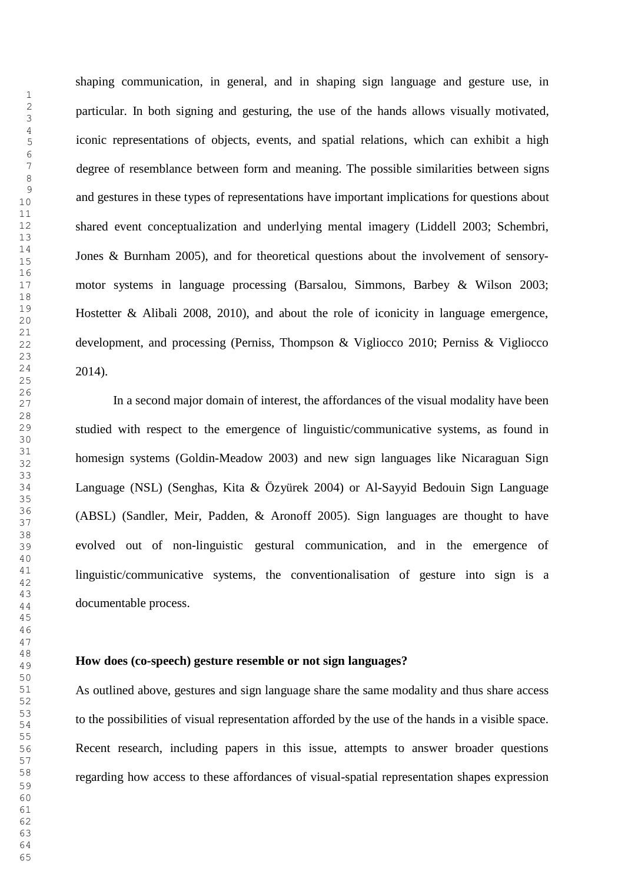shaping communication, in general, and in shaping sign language and gesture use, in particular. In both signing and gesturing, the use of the hands allows visually motivated, iconic representations of objects, events, and spatial relations, which can exhibit a high degree of resemblance between form and meaning. The possible similarities between signs and gestures in these types of representations have important implications for questions about shared event conceptualization and underlying mental imagery (Liddell 2003; Schembri, Jones & Burnham 2005), and for theoretical questions about the involvement of sensory-motor systems in language processing (Barsalou, Simmons, Barbey & Wilson 2003; Hostetter & Alibali 2008, 2010), and about the role of iconicity in language emergence, development, and processing (Perniss, Thompson & Vigliocco 2010; Perniss & Vigliocco 2014).

In a second major domain of interest, the affordances of the visual modality have been studied with respect to the emergence of linguistic/communicative systems, as found in homesign systems (Goldin-Meadow 2003) and new sign languages like Nicaraguan Sign Language (NSL) (Senghas, Kita & Özyürek 2004) or Al-Sayyid Bedouin Sign Language (ABSL) (Sandler, Meir, Padden, & Aronoff 2005). Sign languages are thought to have evolved out of non-linguistic gestural communication, and in the emergence of linguistic/communicative systems, the conventionalisation of gesture into sign is a documentable process.

**How does (co-speech) gesture resemble or not sign languages?**

As outlined above, gestures and sign language share the same modality and thus share access to the possibilities of visual representation afforded by the use of the hands in a visible space. Recent research, including papers in this issue, attempts to answer broader questions regarding how access to these affordances of visual-spatial representation shapes expression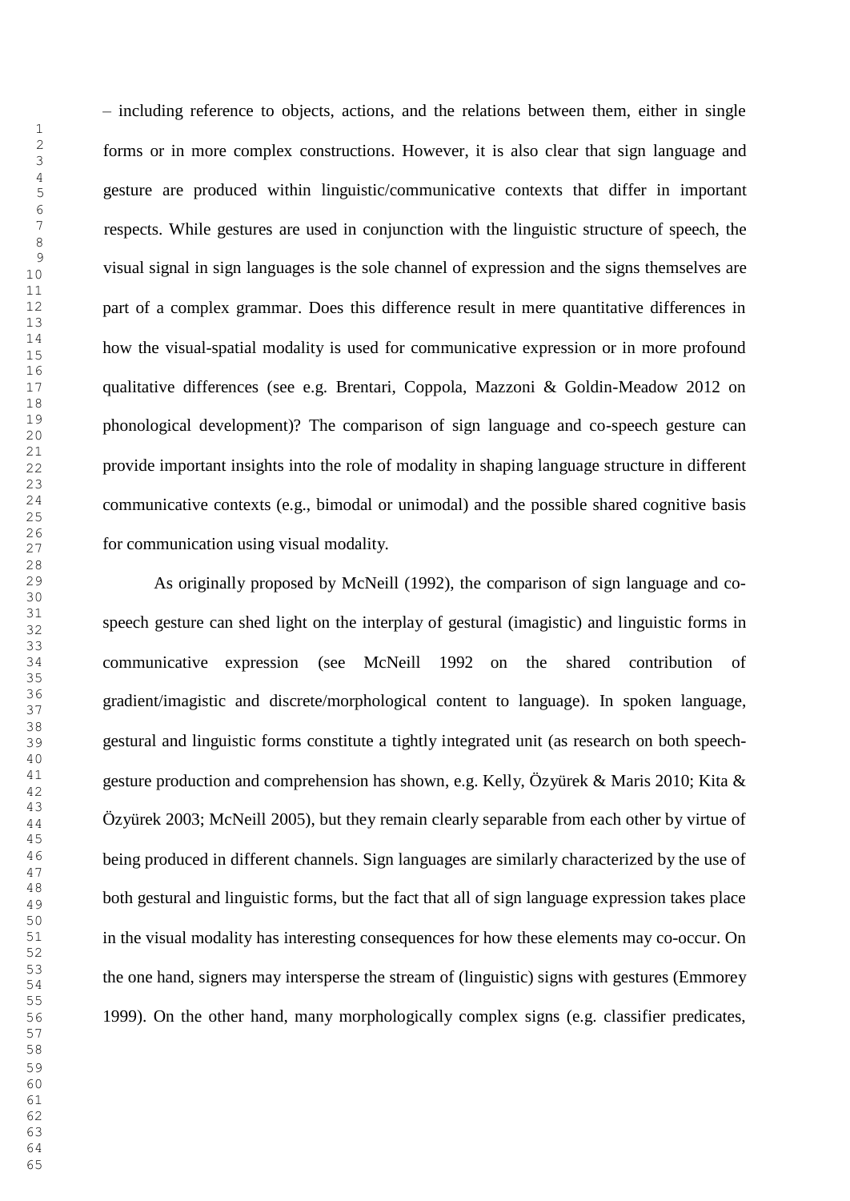– including reference to objects, actions, and the relations between them, either in single forms or in more complex constructions. However, it is also clear that sign language and gesture are produced within linguistic/communicative contexts that differ in important respects. While gestures are used in conjunction with the linguistic structure of speech, the visual signal in sign languages is the sole channel of expression and the signs themselves are part of a complex grammar. Does this difference result in mere quantitative differences in how the visual-spatial modality is used for communicative expression or in more profound qualitative differences (see e.g. Brentari, Coppola, Mazzoni & Goldin-Meadow 2012 on phonological development)? The comparison of sign language and co-speech gesture can provide important insights into the role of modality in shaping language structure in different communicative contexts (e.g., bimodal or unimodal) and the possible shared cognitive basis for communication using visual modality.

As originally proposed by McNeill (1992), the comparison of sign language and co-speech gesture can shed light on the interplay of gestural (imagistic) and linguistic forms in communicative expression (see McNeill 1992 on the shared contribution of gradient/imagistic and discrete/morphological content to language). In spoken language, gestural and linguistic forms constitute a tightly integrated unit (as research on both speech-gesture production and comprehension has shown, e.g. Kelly, Özyürek & Maris 2010; Kita & Özyürek 2003; McNeill 2005), but they remain clearly separable from each other by virtue of being produced in different channels. Sign languages are similarly characterized by the use of both gestural and linguistic forms, but the fact that all of sign language expression takes place in the visual modality has interesting consequences for how these elements may co-occur. On the one hand, signers may intersperse the stream of (linguistic) signs with gestures (Emmorey 1999). On the other hand, many morphologically complex signs (e.g. classifier predicates,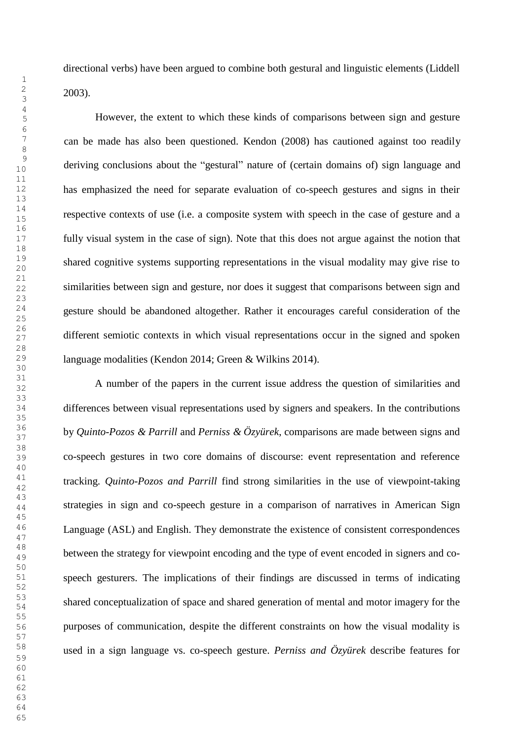directional verbs) have been argued to combine both gestural and linguistic elements (Liddell 2003).

However, the extent to which these kinds of comparisons between sign and gesture can be made has also been questioned. Kendon (2008) has cautioned against too readily deriving conclusions about the "gestural" nature of (certain domains of) sign language and has emphasized the need for separate evaluation of co-speech gestures and signs in their respective contexts of use (i.e. a composite system with speech in the case of gesture and a fully visual system in the case of sign). Note that this does not argue against the notion that shared cognitive systems supporting representations in the visual modality may give rise to similarities between sign and gesture, nor does it suggest that comparisons between sign and gesture should be abandoned altogether. Rather it encourages careful consideration of the different semiotic contexts in which visual representations occur in the signed and spoken language modalities (Kendon 2014; Green & Wilkins 2014).

A number of the papers in the current issue address the question of similarities and differences between visual representations used by signers and speakers. In the contributions by *Quinto-Pozos & Parrill* and *Perniss & Özyürek*, comparisons are made between signs and co-speech gestures in two core domains of discourse: event representation and reference tracking. *Quinto-Pozos and Parrill* find strong similarities in the use of viewpoint-taking strategies in sign and co-speech gesture in a comparison of narratives in American Sign Language (ASL) and English. They demonstrate the existence of consistent correspondences between the strategy for viewpoint encoding and the type of event encoded in signers and co-speech gesturers. The implications of their findings are discussed in terms of indicating shared conceptualization of space and shared generation of mental and motor imagery for the purposes of communication, despite the different constraints on how the visual modality is used in a sign language vs. co-speech gesture. *Perniss and Özyürek* describe features for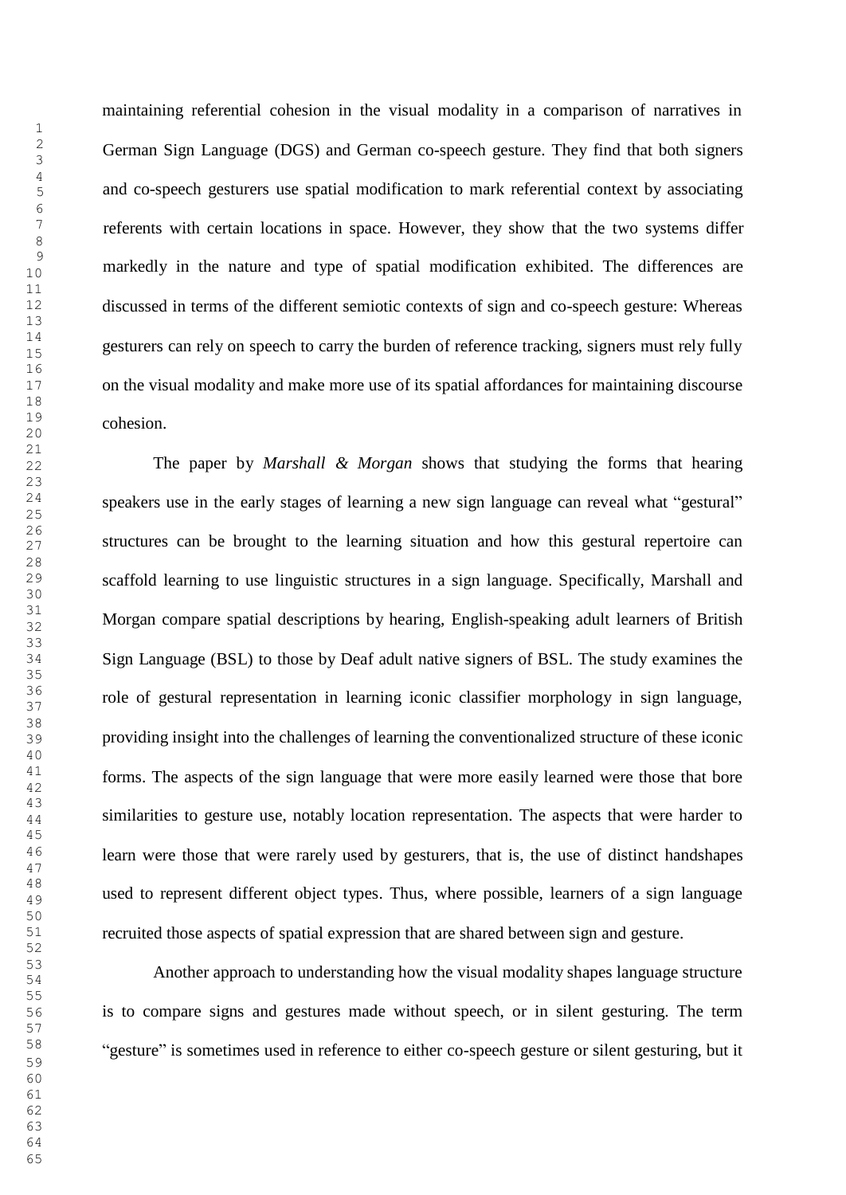maintaining referential cohesion in the visual modality in a comparison of narratives in German Sign Language (DGS) and German co-speech gesture. They find that both signers and co-speech gesturers use spatial modification to mark referential context by associating referents with certain locations in space. However, they show that the two systems differ markedly in the nature and type of spatial modification exhibited. The differences are discussed in terms of the different semiotic contexts of sign and co-speech gesture: Whereas gesturers can rely on speech to carry the burden of reference tracking, signers must rely fully on the visual modality and make more use of its spatial affordances for maintaining discourse cohesion.

The paper by *Marshall & Morgan* shows that studying the forms that hearing speakers use in the early stages of learning a new sign language can reveal what "gestural" structures can be brought to the learning situation and how this gestural repertoire can scaffold learning to use linguistic structures in a sign language. Specifically, Marshall and Morgan compare spatial descriptions by hearing, English-speaking adult learners of British Sign Language (BSL) to those by Deaf adult native signers of BSL. The study examines the role of gestural representation in learning iconic classifier morphology in sign language, providing insight into the challenges of learning the conventionalized structure of these iconic forms. The aspects of the sign language that were more easily learned were those that bore similarities to gesture use, notably location representation. The aspects that were harder to learn were those that were rarely used by gesturers, that is, the use of distinct handshapes used to represent different object types. Thus, where possible, learners of a sign language recruited those aspects of spatial expression that are shared between sign and gesture.

Another approach to understanding how the visual modality shapes language structure is to compare signs and gestures made without speech, or in silent gesturing. The term "gesture" is sometimes used in reference to either co-speech gesture or silent gesturing, but it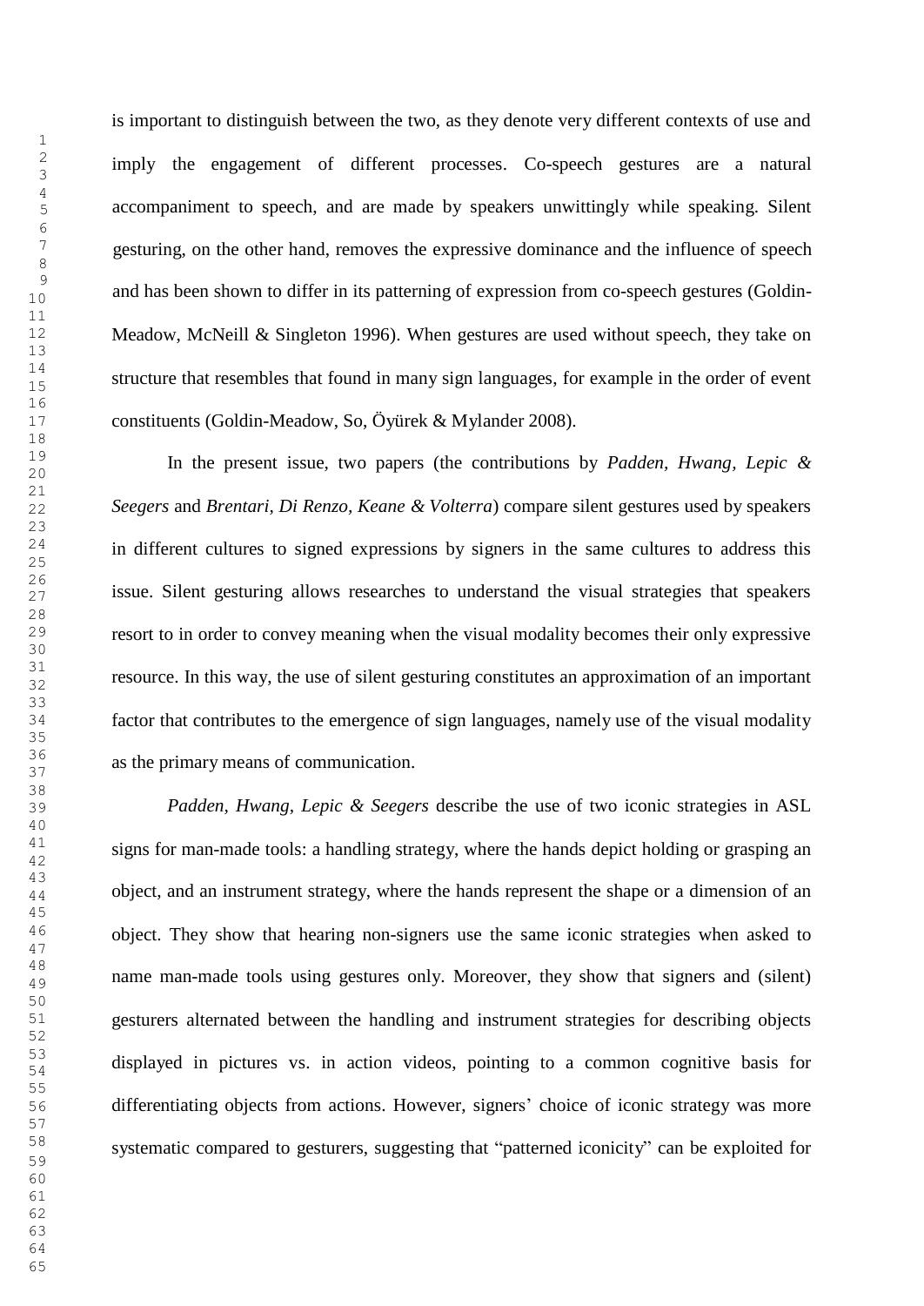is important to distinguish between the two, as they denote very different contexts of use and imply the engagement of different processes. Co-speech gestures are a natural accompaniment to speech, and are made by speakers unwittingly while speaking. Silent gesturing, on the other hand, removes the expressive dominance and the influence of speech and has been shown to differ in its patterning of expression from co-speech gestures (Goldin-Meadow, McNeill & Singleton 1996). When gestures are used without speech, they take on structure that resembles that found in many sign languages, for example in the order of event constituents (Goldin-Meadow, So, Öyürek & Mylander 2008).

In the present issue, two papers (the contributions by *Padden, Hwang, Lepic & Seegers* and *Brentari, Di Renzo, Keane & Volterra*) compare silent gestures used by speakers in different cultures to signed expressions by signers in the same cultures to address this issue. Silent gesturing allows researches to understand the visual strategies that speakers resort to in order to convey meaning when the visual modality becomes their only expressive resource. In this way, the use of silent gesturing constitutes an approximation of an important factor that contributes to the emergence of sign languages, namely use of the visual modality as the primary means of communication.

*Padden, Hwang, Lepic & Seegers* describe the use of two iconic strategies in ASL signs for man-made tools: a handling strategy, where the hands depict holding or grasping an object, and an instrument strategy, where the hands represent the shape or a dimension of an object. They show that hearing non-signers use the same iconic strategies when asked to name man-made tools using gestures only. Moreover, they show that signers and (silent) gesturers alternated between the handling and instrument strategies for describing objects displayed in pictures vs. in action videos, pointing to a common cognitive basis for differentiating objects from actions. However, signers' choice of iconic strategy was more systematic compared to gesturers, suggesting that "patterned iconicity" can be exploited for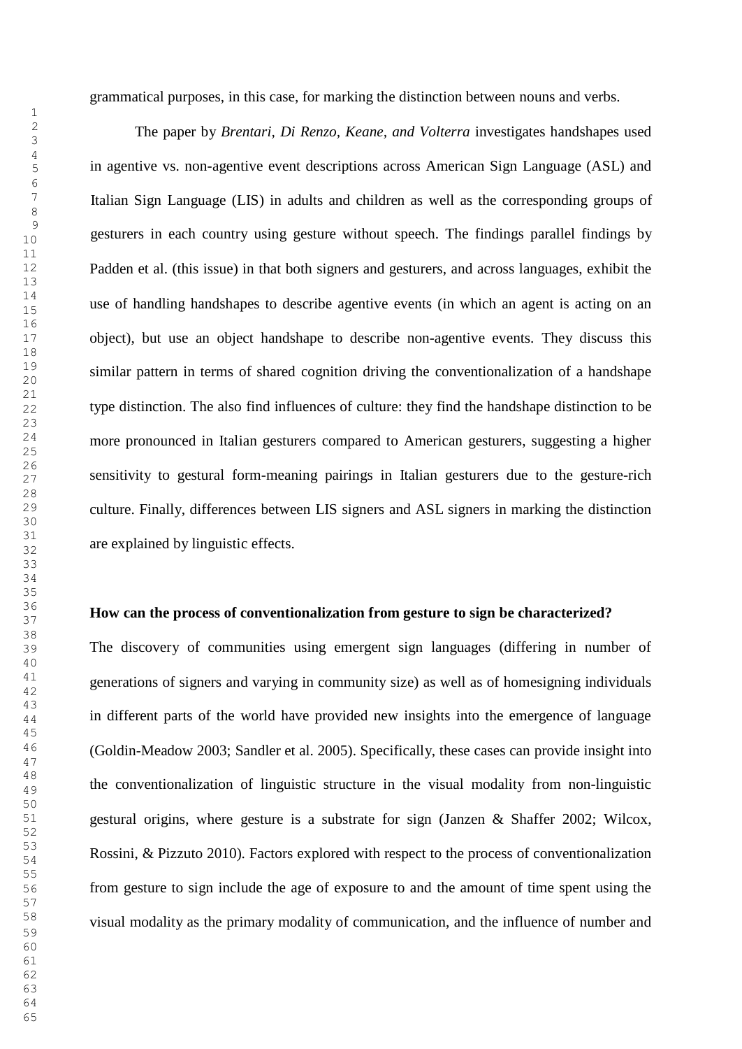grammatical purposes, in this case, for marking the distinction between nouns and verbs.

The paper by *Brentari, Di Renzo, Keane, and Volterra* investigates handshapes used in agentive vs. non-agentive event descriptions across American Sign Language (ASL) and Italian Sign Language (LIS) in adults and children as well as the corresponding groups of gesturers in each country using gesture without speech. The findings parallel findings by Padden et al. (this issue) in that both signers and gesturers, and across languages, exhibit the use of handling handshapes to describe agentive events (in which an agent is acting on an object), but use an object handshape to describe non-agentive events. They discuss this similar pattern in terms of shared cognition driving the conventionalization of a handshape type distinction. The also find influences of culture: they find the handshape distinction to be more pronounced in Italian gesturers compared to American gesturers, suggesting a higher sensitivity to gestural form-meaning pairings in Italian gesturers due to the gesture-rich culture. Finally, differences between LIS signers and ASL signers in marking the distinction are explained by linguistic effects.

**How can the process of conventionalization from gesture to sign be characterized?**

The discovery of communities using emergent sign languages (differing in number of generations of signers and varying in community size) as well as of homesigning individuals in different parts of the world have provided new insights into the emergence of language (Goldin-Meadow 2003; Sandler et al. 2005). Specifically, these cases can provide insight into the conventionalization of linguistic structure in the visual modality from non-linguistic gestural origins, where gesture is a substrate for sign (Janzen & Shaffer 2002; Wilcox, Rossini, & Pizzuto 2010). Factors explored with respect to the process of conventionalization from gesture to sign include the age of exposure to and the amount of time spent using the visual modality as the primary modality of communication, and the influence of number and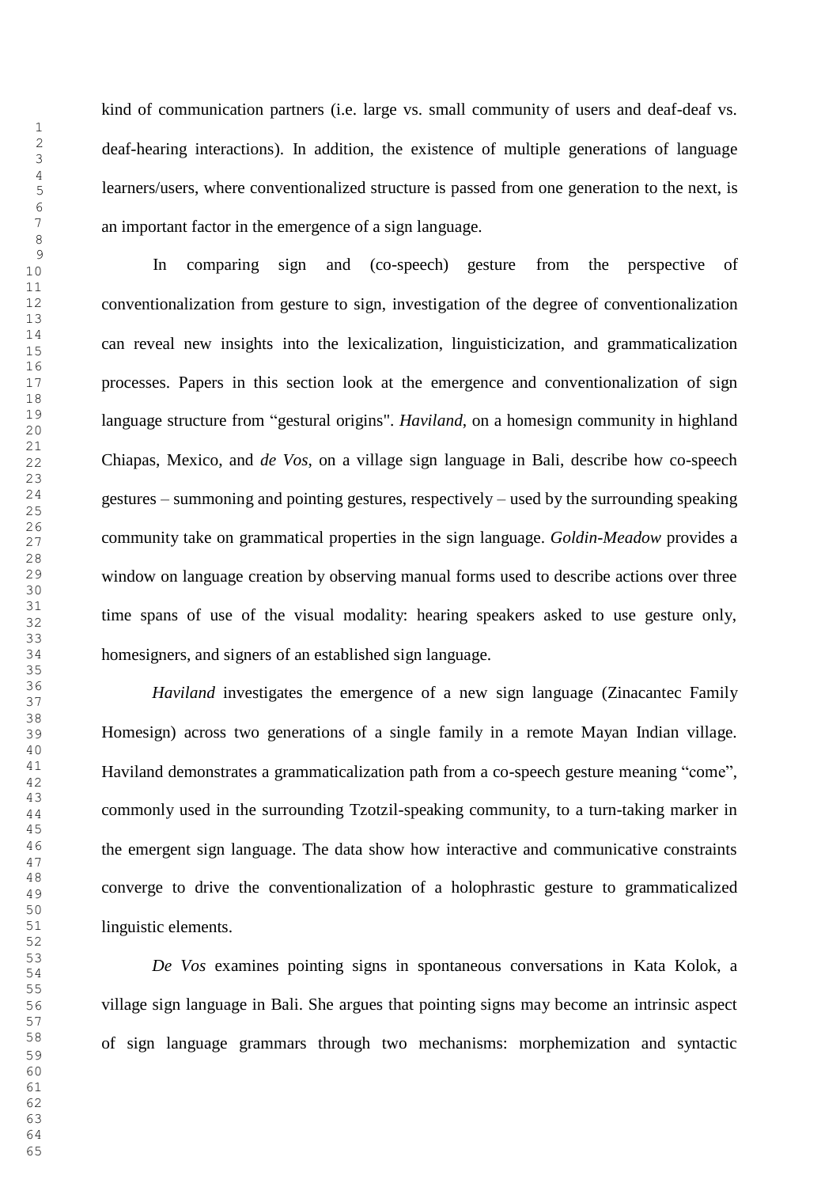kind of communication partners (i.e. large vs. small community of users and deaf-deaf vs. deaf-hearing interactions). In addition, the existence of multiple generations of language learners/users, where conventionalized structure is passed from one generation to the next, is an important factor in the emergence of a sign language.

In comparing sign and (co-speech) gesture from the perspective of conventionalization from gesture to sign, investigation of the degree of conventionalization can reveal new insights into the lexicalization, linguisticization, and grammaticalization processes. Papers in this section look at the emergence and conventionalization of sign language structure from "gestural origins". *Haviland*, on a homesign community in highland Chiapas, Mexico, and *de Vos*, on a village sign language in Bali, describe how co-speech gestures – summoning and pointing gestures, respectively – used by the surrounding speaking community take on grammatical properties in the sign language. *Goldin-Meadow* provides a window on language creation by observing manual forms used to describe actions over three time spans of use of the visual modality: hearing speakers asked to use gesture only, homesigners, and signers of an established sign language.

*Haviland* investigates the emergence of a new sign language (Zinacantec Family Homesign) across two generations of a single family in a remote Mayan Indian village. Haviland demonstrates a grammaticalization path from a co-speech gesture meaning "come", commonly used in the surrounding Tzotzil-speaking community, to a turn-taking marker in the emergent sign language. The data show how interactive and communicative constraints converge to drive the conventionalization of a holophrastic gesture to grammaticalized linguistic elements.

*De Vos* examines pointing signs in spontaneous conversations in Kata Kolok, a village sign language in Bali. She argues that pointing signs may become an intrinsic aspect of sign language grammars through two mechanisms: morphemization and syntactic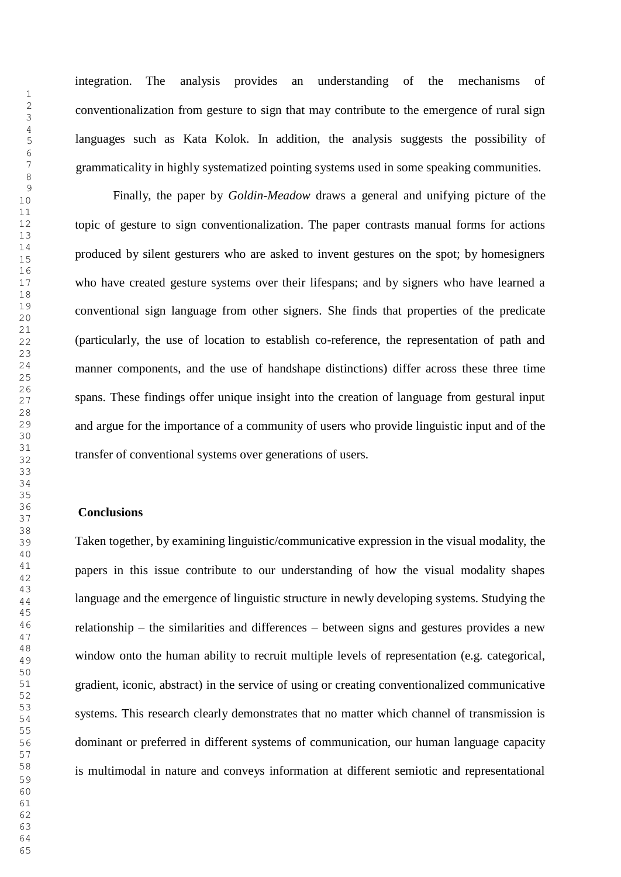integration. The analysis provides an understanding of the mechanisms of conventionalization from gesture to sign that may contribute to the emergence of rural sign languages such as Kata Kolok. In addition, the analysis suggests the possibility of grammaticality in highly systematized pointing systems used in some speaking communities.

Finally, the paper by *Goldin-Meadow* draws a general and unifying picture of the topic of gesture to sign conventionalization. The paper contrasts manual forms for actions produced by silent gesturers who are asked to invent gestures on the spot; by homesigners who have created gesture systems over their lifespans; and by signers who have learned a conventional sign language from other signers. She finds that properties of the predicate (particularly, the use of location to establish co-reference, the representation of path and manner components, and the use of handshape distinctions) differ across these three time spans. These findings offer unique insight into the creation of language from gestural input and argue for the importance of a community of users who provide linguistic input and of the transfer of conventional systems over generations of users.

**Conclusions**

Taken together, by examining linguistic/communicative expression in the visual modality, the papers in this issue contribute to our understanding of how the visual modality shapes language and the emergence of linguistic structure in newly developing systems. Studying the relationship – the similarities and differences – between signs and gestures provides a new window onto the human ability to recruit multiple levels of representation (e.g. categorical, gradient, iconic, abstract) in the service of using or creating conventionalized communicative systems. This research clearly demonstrates that no matter which channel of transmission is dominant or preferred in different systems of communication, our human language capacity is multimodal in nature and conveys information at different semiotic and representational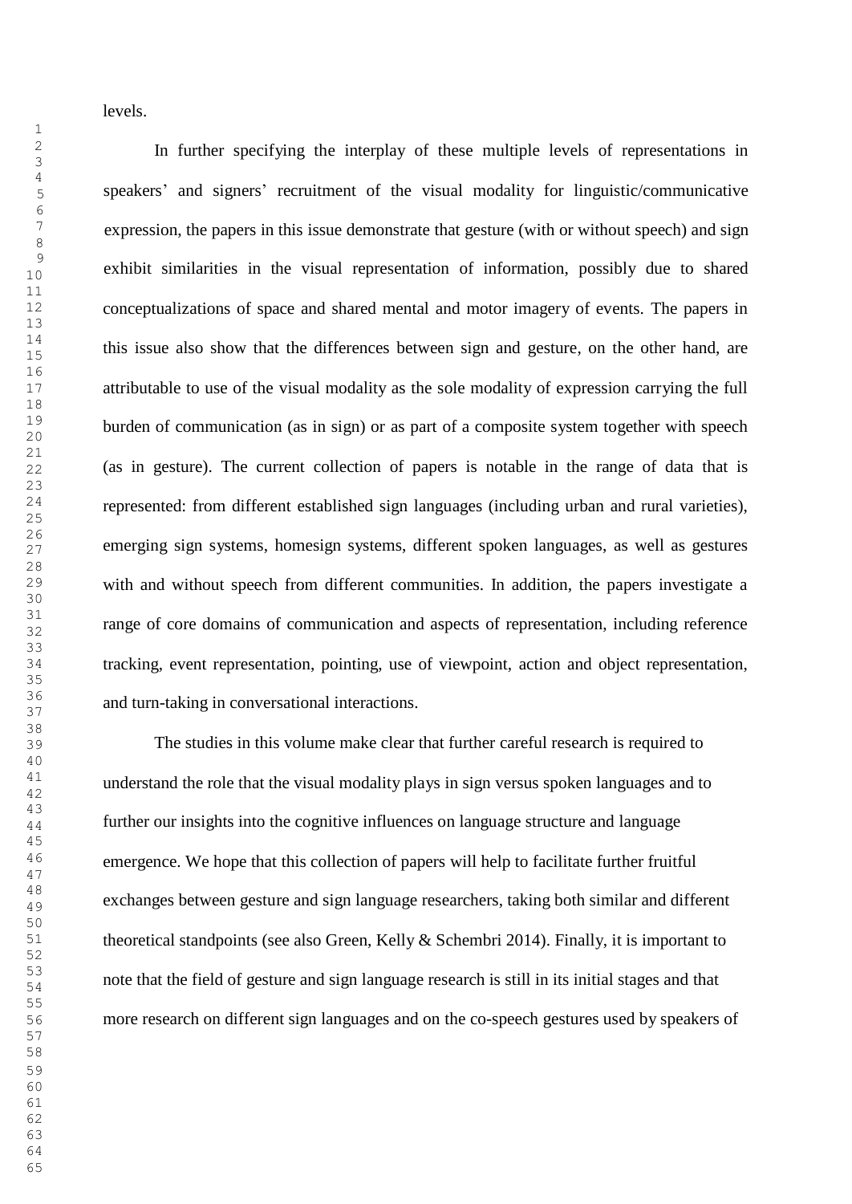levels.

In further specifying the interplay of these multiple levels of representations in speakers' and signers' recruitment of the visual modality for linguistic/communicative expression, the papers in this issue demonstrate that gesture (with or without speech) and sign exhibit similarities in the visual representation of information, possibly due to shared conceptualizations of space and shared mental and motor imagery of events. The papers in this issue also show that the differences between sign and gesture, on the other hand, are attributable to use of the visual modality as the sole modality of expression carrying the full burden of communication (as in sign) or as part of a composite system together with speech (as in gesture). The current collection of papers is notable in the range of data that is represented: from different established sign languages (including urban and rural varieties), emerging sign systems, homesign systems, different spoken languages, as well as gestures with and without speech from different communities. In addition, the papers investigate a range of core domains of communication and aspects of representation, including reference tracking, event representation, pointing, use of viewpoint, action and object representation, and turn-taking in conversational interactions.

The studies in this volume make clear that further careful research is required to understand the role that the visual modality plays in sign versus spoken languages and to further our insights into the cognitive influences on language structure and language emergence. We hope that this collection of papers will help to facilitate further fruitful exchanges between gesture and sign language researchers, taking both similar and different theoretical standpoints (see also Green, Kelly & Schembri 2014). Finally, it is important to note that the field of gesture and sign language research is still in its initial stages and that more research on different sign languages and on the co-speech gestures used by speakers of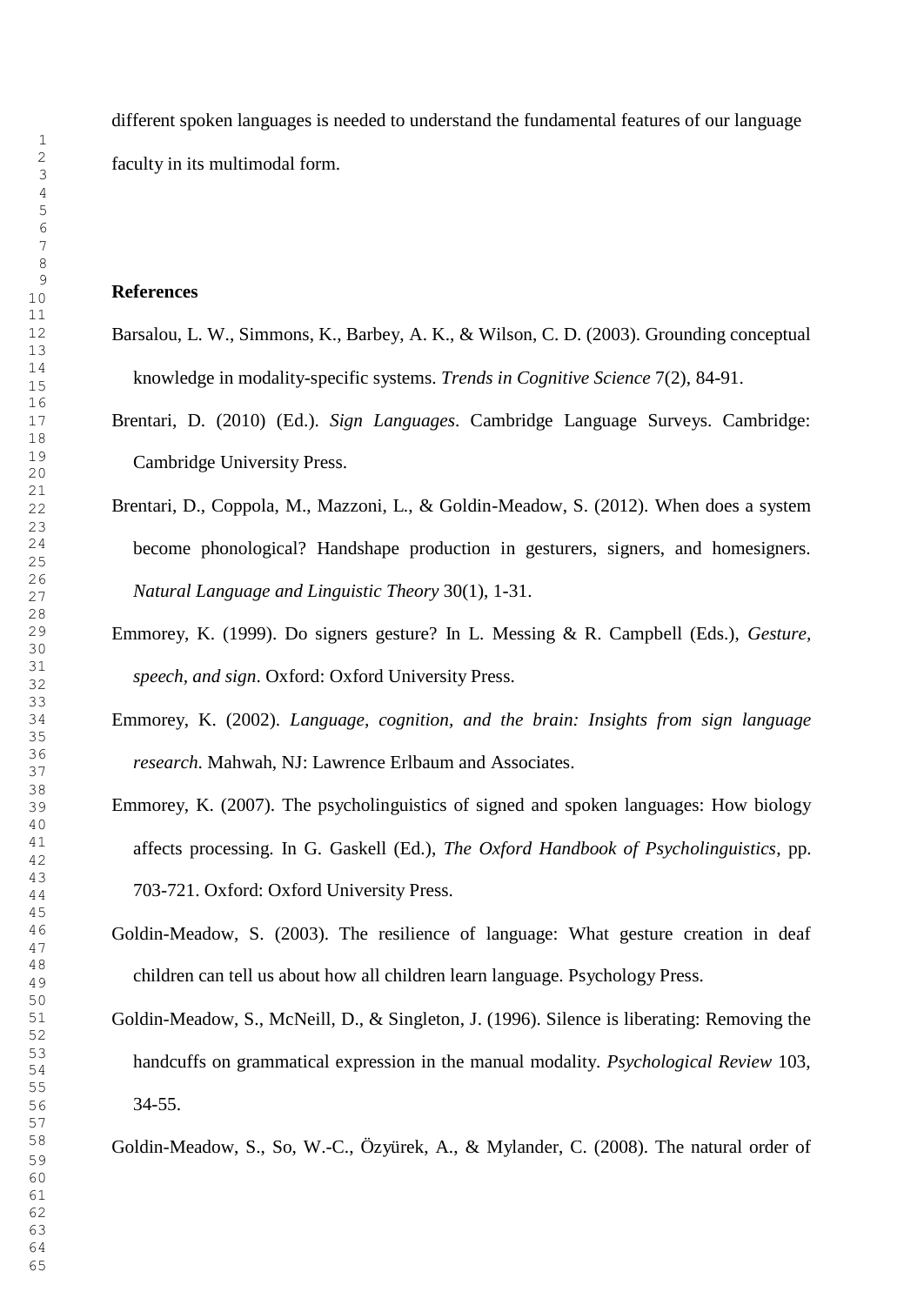different spoken languages is needed to understand the fundamental features of our language faculty in its multimodal form.

## References

Barsalou, L. W., Simmons, K., Barbey, A. K., & Wilson, C. D. (2003). Grounding conceptual knowledge in modality-specific systems. *Trends in Cognitive Science* 7(2), 84-91.

Brentari, D. (2010) (Ed.). *Sign Languages*. Cambridge Language Surveys. Cambridge: Cambridge University Press.

Brentari, D., Coppola, M., Mazzoni, L., & Goldin-Meadow, S. (2012). When does a system become phonological? Handshape production in gesturers, signers, and homesigners. *Natural Language and Linguistic Theory* 30(1), 1-31.

Emmorey, K. (1999). Do signers gesture? In L. Messing & R. Campbell (Eds.), *Gesture, speech, and sign*. Oxford: Oxford University Press.

Emmorey, K. (2002). *Language, cognition, and the brain: Insights from sign language research*. Mahwah, NJ: Lawrence Erlbaum and Associates.

Emmorey, K. (2007). The psycholinguistics of signed and spoken languages: How biology affects processing. In G. Gaskell (Ed.), *The Oxford Handbook of Psycholinguistics*, pp. 703-721. Oxford: Oxford University Press.

Goldin-Meadow, S. (2003). The resilience of language: What gesture creation in deaf children can tell us about how all children learn language. Psychology Press.

Goldin-Meadow, S., McNeill, D., & Singleton, J. (1996). Silence is liberating: Removing the handcuffs on grammatical expression in the manual modality. *Psychological Review* 103, 34-55.

Goldin-Meadow, S., So, W.-C., Özyürek, A., & Mylander, C. (2008). The natural order of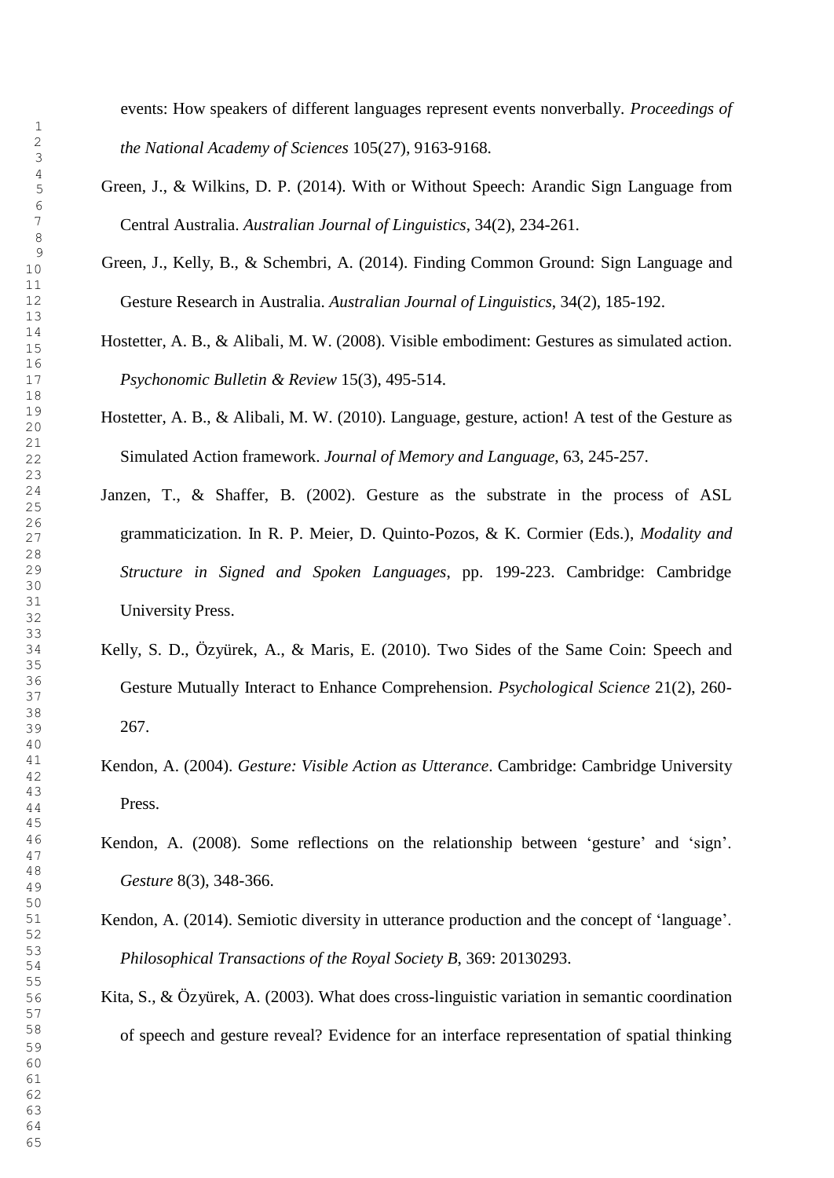events: How speakers of different languages represent events nonverbally. *Proceedings of the National Academy of Sciences* 105(27), 9163-9168.

Green, J., & Wilkins, D. P. (2014). With or Without Speech: Arandic Sign Language from Central Australia. *Australian Journal of Linguistics*, 34(2), 234-261.

Green, J., Kelly, B., & Schembri, A. (2014). Finding Common Ground: Sign Language and Gesture Research in Australia. *Australian Journal of Linguistics*, 34(2), 185-192.

Hostetter, A. B., & Alibali, M. W. (2008). Visible embodiment: Gestures as simulated action. *Psychonomic Bulletin & Review* 15(3), 495-514.

Hostetter, A. B., & Alibali, M. W. (2010). Language, gesture, action! A test of the Gesture as Simulated Action framework. *Journal of Memory and Language*, 63, 245-257.

Janzen, T., & Shaffer, B. (2002). Gesture as the substrate in the process of ASL grammaticization. In R. P. Meier, D. Quinto-Pozos, & K. Cormier (Eds.), *Modality and Structure in Signed and Spoken Languages*, pp. 199-223. Cambridge: Cambridge University Press.

Kelly, S. D., Özyürek, A., & Maris, E. (2010). Two Sides of the Same Coin: Speech and Gesture Mutually Interact to Enhance Comprehension. *Psychological Science* 21(2), 260-267.

Kendon, A. (2004). *Gesture: Visible Action as Utterance*. Cambridge: Cambridge University Press.

Kendon, A. (2008). Some reflections on the relationship between 'gesture' and 'sign'. *Gesture* 8(3), 348-366.

Kendon, A. (2014). Semiotic diversity in utterance production and the concept of 'language'. *Philosophical Transactions of the Royal Society B*, 369: 20130293.

Kita, S., & Özyürek, A. (2003). What does cross-linguistic variation in semantic coordination of speech and gesture reveal? Evidence for an interface representation of spatial thinking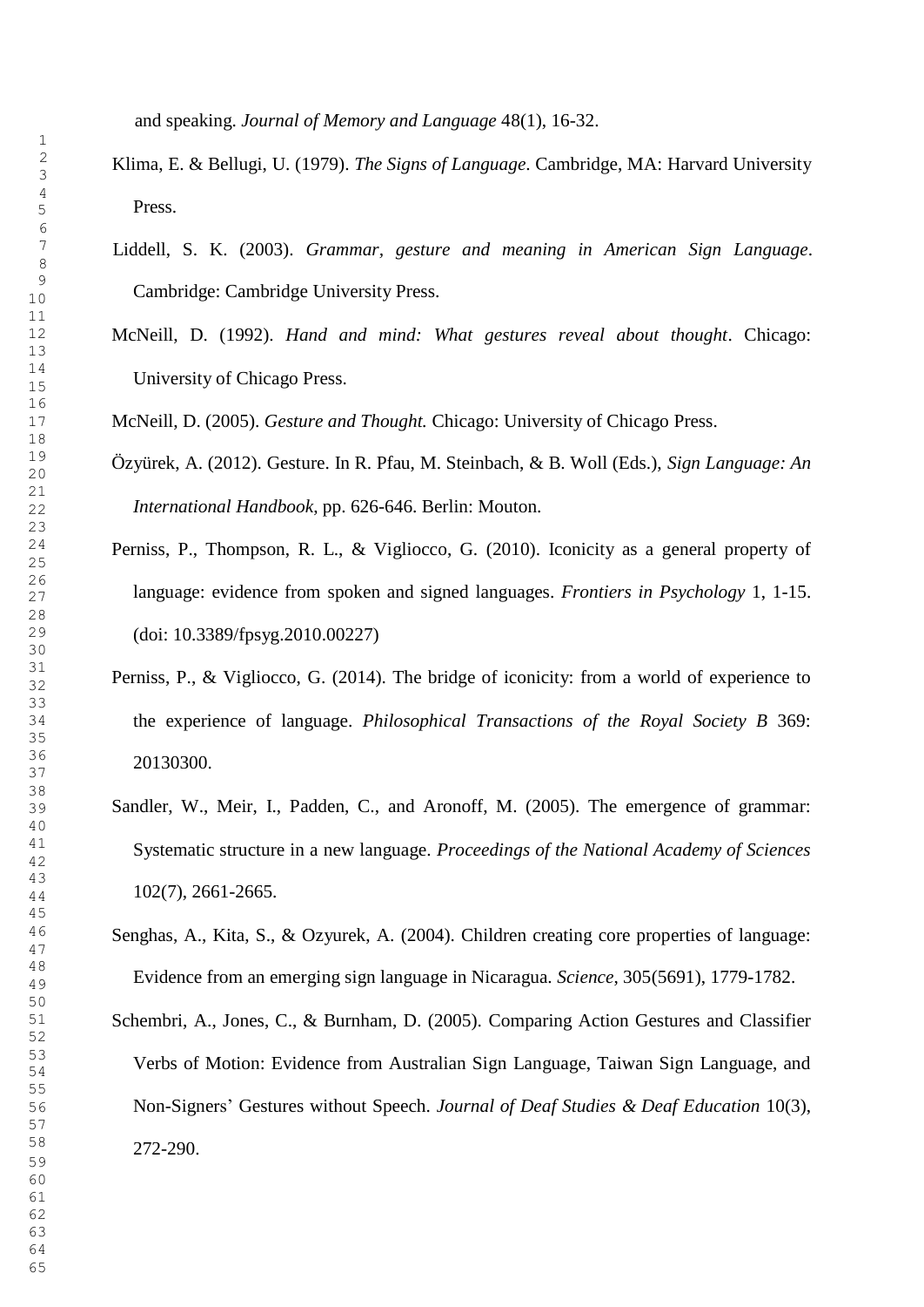and speaking. *Journal of Memory and Language* 48(1), 16-32.

Klima, E. & Bellugi, U. (1979). *The Signs of Language*. Cambridge, MA: Harvard University Press.

Liddell, S. K. (2003). *Grammar, gesture and meaning in American Sign Language*. Cambridge: Cambridge University Press.

McNeill, D. (1992). *Hand and mind: What gestures reveal about thought*. Chicago: University of Chicago Press.

McNeill, D. (2005). *Gesture and Thought.* Chicago: University of Chicago Press.

Özyürek, A. (2012). Gesture. In R. Pfau, M. Steinbach, & B. Woll (Eds.), *Sign Language: An International Handbook*, pp. 626-646. Berlin: Mouton.

Perniss, P., Thompson, R. L., & Vigliocco, G. (2010). Iconicity as a general property of language: evidence from spoken and signed languages. *Frontiers in Psychology* 1, 1-15. (doi: 10.3389/fpsyg.2010.00227)

Perniss, P., & Vigliocco, G. (2014). The bridge of iconicity: from a world of experience to the experience of language. *Philosophical Transactions of the Royal Society B* 369: 20130300.

Sandler, W., Meir, I., Padden, C., and Aronoff, M. (2005). The emergence of grammar: Systematic structure in a new language. *Proceedings of the National Academy of Sciences* 102(7), 2661-2665.

Senghas, A., Kita, S., & Ozyurek, A. (2004). Children creating core properties of language: Evidence from an emerging sign language in Nicaragua. *Science*, 305(5691), 1779-1782.

Schembri, A., Jones, C., & Burnham, D. (2005). Comparing Action Gestures and Classifier Verbs of Motion: Evidence from Australian Sign Language, Taiwan Sign Language, and Non-Signers' Gestures without Speech. *Journal of Deaf Studies & Deaf Education* 10(3), 272-290.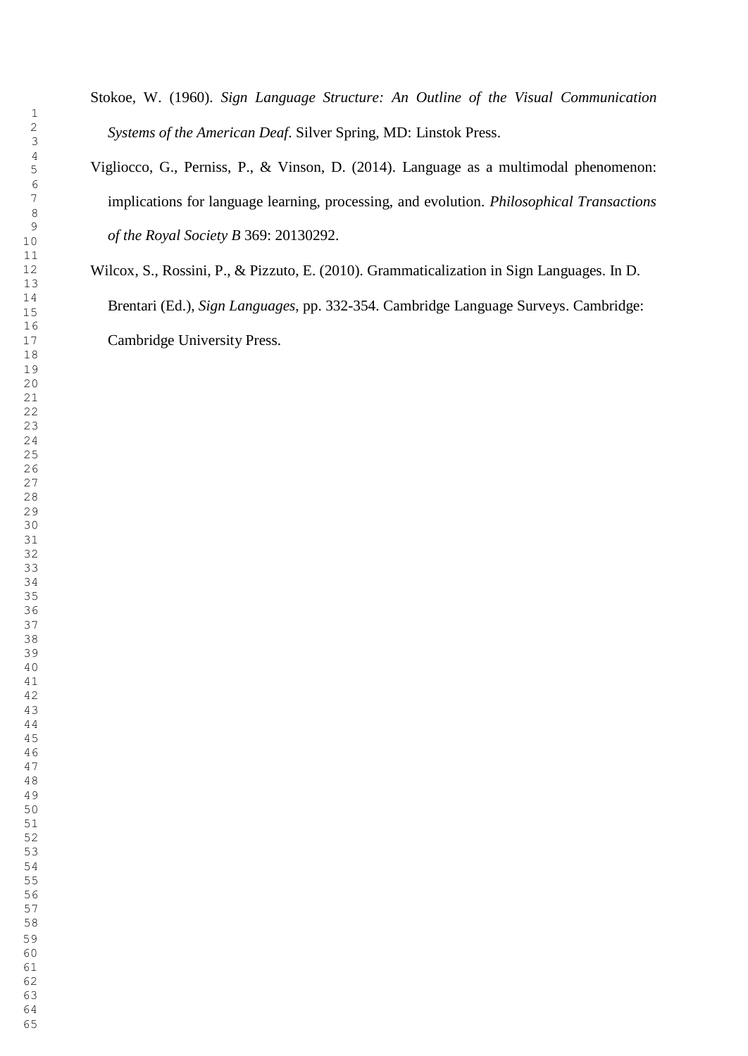Stokoe, W. (1960). *Sign Language Structure: An Outline of the Visual Communication Systems of the American Deaf*. Silver Spring, MD: Linstok Press.

Vigliocco, G., Perniss, P., & Vinson, D. (2014). Language as a multimodal phenomenon: implications for language learning, processing, and evolution. *Philosophical Transactions of the Royal Society B* 369: 20130292.

Wilcox, S., Rossini, P., & Pizzuto, E. (2010). Grammaticalization in Sign Languages. In D. Brentari (Ed.), *Sign Languages*, pp. 332-354. Cambridge Language Surveys. Cambridge: Cambridge University Press.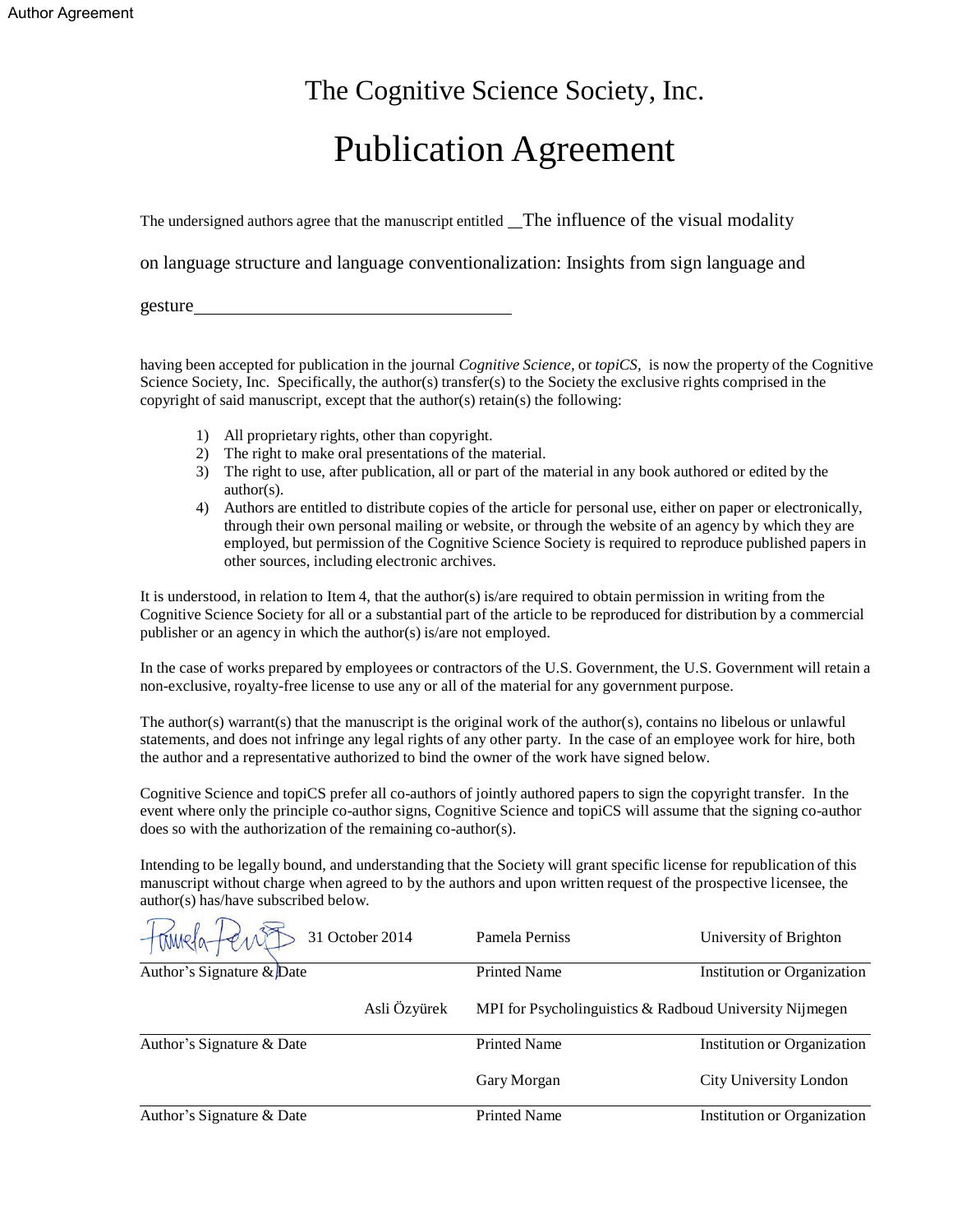# The Cognitive Science Society, Inc.

# Publication Agreement

The undersigned authors agree that the manuscript entitled The influence of the visual modality on language structure and language conventionalization: Insights from sign language and gesture

having been accepted for publication in the journal *Cognitive Science*, or *topiCS*, is now the property of the Cognitive Science Society, Inc. Specifically, the author(s) transfer(s) to the Society the exclusive rights comprised in the copyright of said manuscript, except that the author(s) retain(s) the following:

1) All proprietary rights, other than copyright.
2) The right to make oral presentations of the material.
3) The right to use, after publication, all or part of the material in any book authored or edited by the author(s).
4) Authors are entitled to distribute copies of the article for personal use, either on paper or electronically, through their own personal mailing or website, or through the website of an agency by which they are employed, but permission of the Cognitive Science Society is required to reproduce published papers in other sources, including electronic archives.

It is understood, in relation to Item 4, that the author(s) is/are required to obtain permission in writing from the Cognitive Science Society for all or a substantial part of the article to be reproduced for distribution by a commercial publisher or an agency in which the author(s) is/are not employed.

In the case of works prepared by employees or contractors of the U.S. Government, the U.S. Government will retain a non-exclusive, royalty-free license to use any or all of the material for any government purpose.

The author(s) warrant(s) that the manuscript is the original work of the author(s), contains no libelous or unlawful statements, and does not infringe any legal rights of any other party. In the case of an employee work for hire, both the author and a representative authorized to bind the owner of the work have signed below.

Cognitive Science and topiCS prefer all co-authors of jointly authored papers to sign the copyright transfer. In the event where only the principle co-author signs, Cognitive Science and topiCS will assume that the signing co-author does so with the authorization of the remaining co-author(s).

Intending to be legally bound, and understanding that the Society will grant specific license for republication of this manuscript without charge when agreed to by the authors and upon written request of the prospective licensee, the author(s) has/have subscribed below.

| Author's Signature & Date | Printed Name | Institution or Organization |
|---|---|---|
| [signature] 31 October 2014 | Pamela Perniss | University of Brighton |
| | Asli Özyürek | MPI for Psycholinguistics & Radboud University Nijmegen |
| | Gary Morgan | City University London |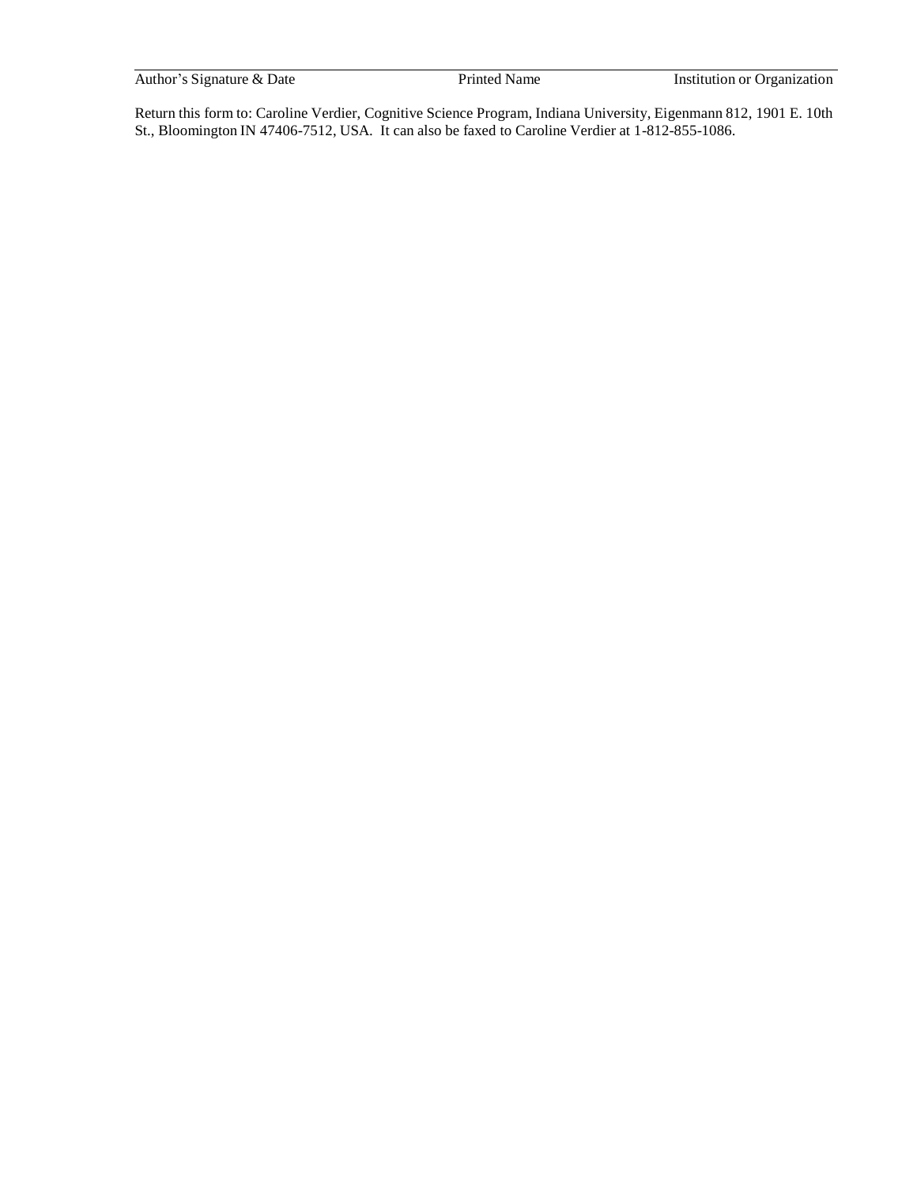Author’s Signature & Date Printed Name Institution or Organization

Return this form to: Caroline Verdier, Cognitive Science Program, Indiana University, Eigenmann 812, 1901 E. 10th St., Bloomington IN 47406-7512, USA. It can also be faxed to Caroline Verdier at 1-812-855-1086.